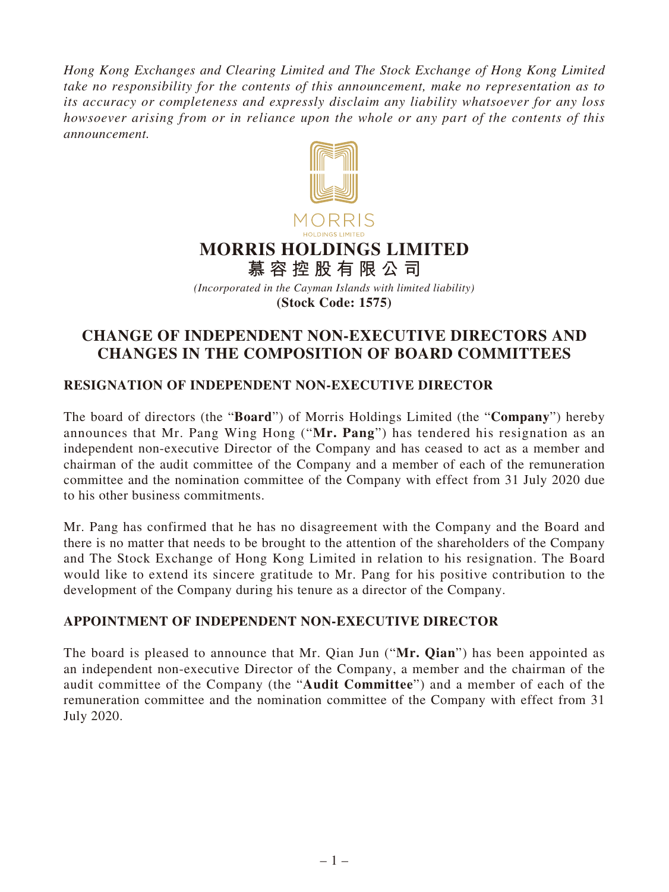*Hong Kong Exchanges and Clearing Limited and The Stock Exchange of Hong Kong Limited take no responsibility for the contents of this announcement, make no representation as to its accuracy or completeness and expressly disclaim any liability whatsoever for any loss howsoever arising from or in reliance upon the whole or any part of the contents of this announcement.*

# MORRIS HOLDINGS LIMITED

# 慕容控股有限公司

*(Incorporated in the Cayman Islands with limited liability)*

**(Stock Code: 1575)**

## CHANGE OF INDEPENDENT NON-EXECUTIVE DIRECTORS AND CHANGES IN THE COMPOSITION OF BOARD COMMITTEES

### RESIGNATION OF INDEPENDENT NON-EXECUTIVE DIRECTOR

The board of directors (the "**Board**") of Morris Holdings Limited (the "**Company**") hereby announces that Mr. Pang Wing Hong ("**Mr. Pang**") has tendered his resignation as an independent non-executive Director of the Company and has ceased to act as a member and chairman of the audit committee of the Company and a member of each of the remuneration committee and the nomination committee of the Company with effect from 31 July 2020 due to his other business commitments.

Mr. Pang has confirmed that he has no disagreement with the Company and the Board and there is no matter that needs to be brought to the attention of the shareholders of the Company and The Stock Exchange of Hong Kong Limited in relation to his resignation. The Board would like to extend its sincere gratitude to Mr. Pang for his positive contribution to the development of the Company during his tenure as a director of the Company.

### APPOINTMENT OF INDEPENDENT NON-EXECUTIVE DIRECTOR

The board is pleased to announce that Mr. Qian Jun ("**Mr. Qian**") has been appointed as an independent non-executive Director of the Company, a member and the chairman of the audit committee of the Company (the "**Audit Committee**") and a member of each of the remuneration committee and the nomination committee of the Company with effect from 31 July 2020.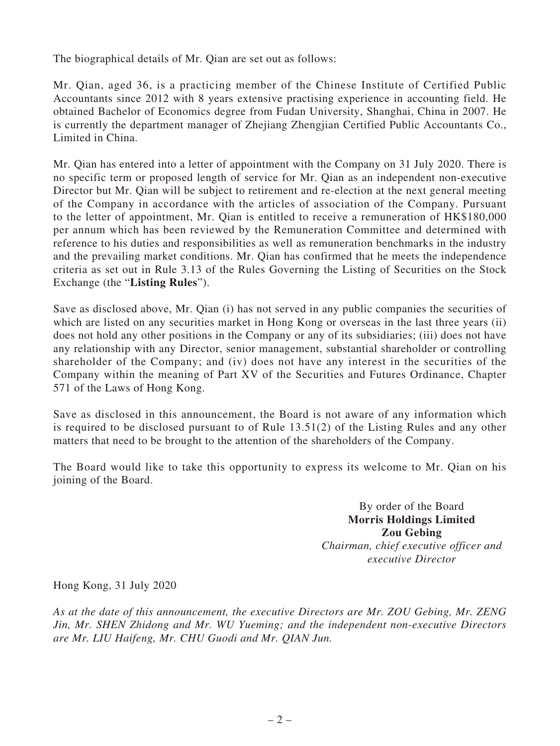The biographical details of Mr. Qian are set out as follows:

Mr. Qian, aged 36, is a practicing member of the Chinese Institute of Certified Public Accountants since 2012 with 8 years extensive practising experience in accounting field. He obtained Bachelor of Economics degree from Fudan University, Shanghai, China in 2007. He is currently the department manager of Zhejiang Zhengjian Certified Public Accountants Co., Limited in China.

Mr. Qian has entered into a letter of appointment with the Company on 31 July 2020. There is no specific term or proposed length of service for Mr. Qian as an independent non-executive Director but Mr. Qian will be subject to retirement and re-election at the next general meeting of the Company in accordance with the articles of association of the Company. Pursuant to the letter of appointment, Mr. Qian is entitled to receive a remuneration of HK$180,000 per annum which has been reviewed by the Remuneration Committee and determined with reference to his duties and responsibilities as well as remuneration benchmarks in the industry and the prevailing market conditions. Mr. Qian has confirmed that he meets the independence criteria as set out in Rule 3.13 of the Rules Governing the Listing of Securities on the Stock Exchange (the "**Listing Rules**").

Save as disclosed above, Mr. Qian (i) has not served in any public companies the securities of which are listed on any securities market in Hong Kong or overseas in the last three years (ii) does not hold any other positions in the Company or any of its subsidiaries; (iii) does not have any relationship with any Director, senior management, substantial shareholder or controlling shareholder of the Company; and (iv) does not have any interest in the securities of the Company within the meaning of Part XV of the Securities and Futures Ordinance, Chapter 571 of the Laws of Hong Kong.

Save as disclosed in this announcement, the Board is not aware of any information which is required to be disclosed pursuant to of Rule 13.51(2) of the Listing Rules and any other matters that need to be brought to the attention of the shareholders of the Company.

The Board would like to take this opportunity to express its welcome to Mr. Qian on his joining of the Board.

By order of the Board
**Morris Holdings Limited**
**Zou Gebing**
*Chairman, chief executive officer and executive Director*

Hong Kong, 31 July 2020

*As at the date of this announcement, the executive Directors are Mr. ZOU Gebing, Mr. ZENG Jin, Mr. SHEN Zhidong and Mr. WU Yueming; and the independent non-executive Directors are Mr. LIU Haifeng, Mr. CHU Guodi and Mr. QIAN Jun.*